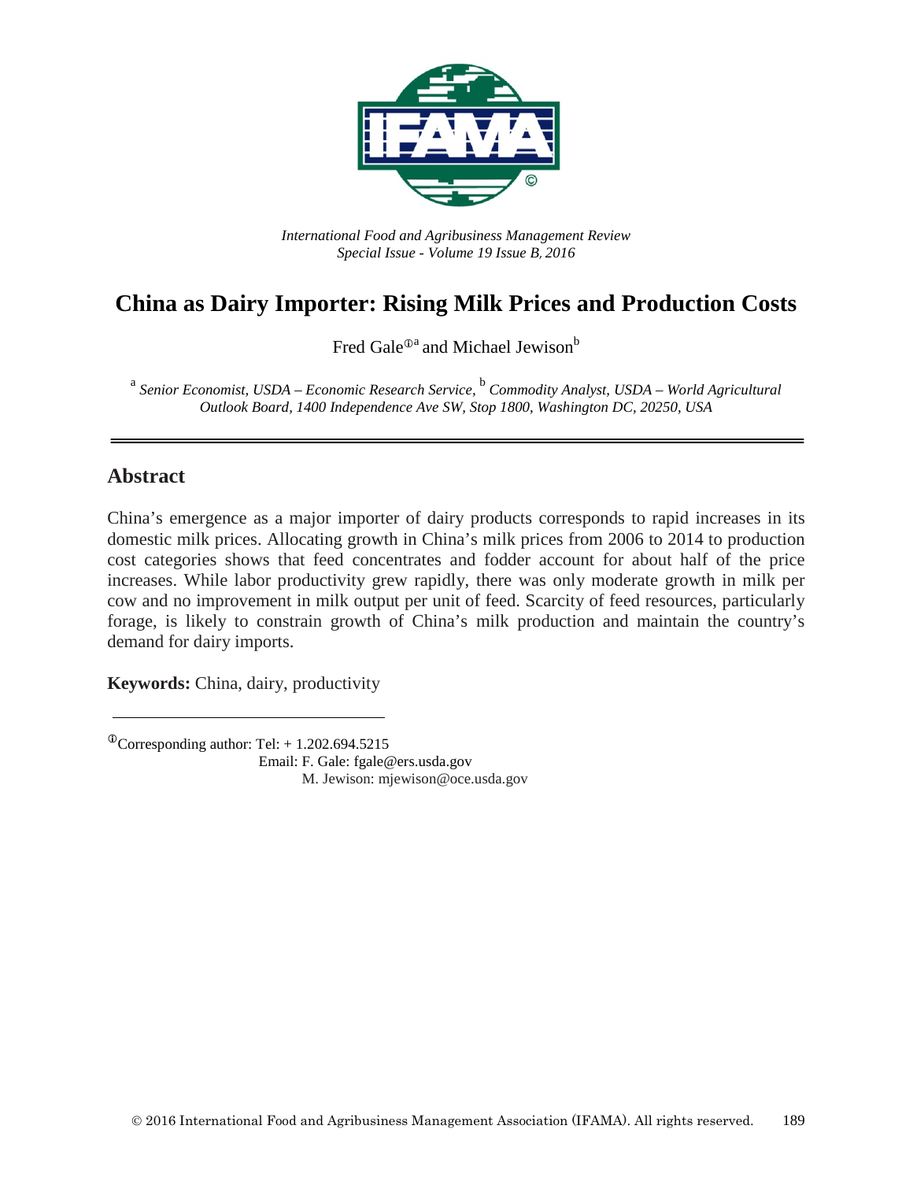*International Food and Agribusiness Management Review*
*Special Issue - Volume 19 Issue B, 2016*

# China as Dairy Importer: Rising Milk Prices and Production Costs

Fred Gale[ⓘa] and Michael Jewison[b]

[a] *Senior Economist, USDA – Economic Research Service,* [b] *Commodity Analyst, USDA – World Agricultural Outlook Board, 1400 Independence Ave SW, Stop 1800, Washington DC, 20250, USA*

## Abstract

China's emergence as a major importer of dairy products corresponds to rapid increases in its domestic milk prices. Allocating growth in China's milk prices from 2006 to 2014 to production cost categories shows that feed concentrates and fodder account for about half of the price increases. While labor productivity grew rapidly, there was only moderate growth in milk per cow and no improvement in milk output per unit of feed. Scarcity of feed resources, particularly forage, is likely to constrain growth of China's milk production and maintain the country's demand for dairy imports.

**Keywords:** China, dairy, productivity

[ⓘ]Corresponding author: Tel: + 1.202.694.5215
Email: F. Gale: fgale@ers.usda.gov
M. Jewison: mjewison@oce.usda.gov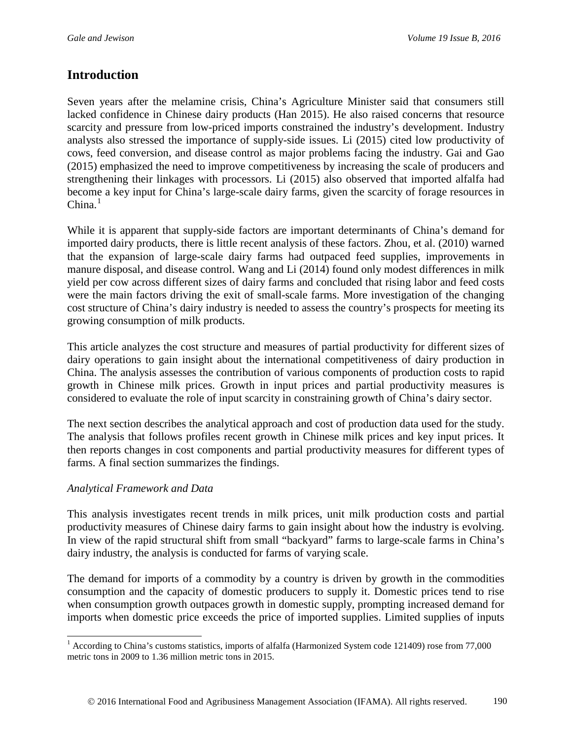## Introduction

Seven years after the melamine crisis, China's Agriculture Minister said that consumers still lacked confidence in Chinese dairy products (Han 2015). He also raised concerns that resource scarcity and pressure from low-priced imports constrained the industry's development. Industry analysts also stressed the importance of supply-side issues. Li (2015) cited low productivity of cows, feed conversion, and disease control as major problems facing the industry. Gai and Gao (2015) emphasized the need to improve competitiveness by increasing the scale of producers and strengthening their linkages with processors. Li (2015) also observed that imported alfalfa had become a key input for China's large-scale dairy farms, given the scarcity of forage resources in China.[1]

While it is apparent that supply-side factors are important determinants of China's demand for imported dairy products, there is little recent analysis of these factors. Zhou, et al. (2010) warned that the expansion of large-scale dairy farms had outpaced feed supplies, improvements in manure disposal, and disease control. Wang and Li (2014) found only modest differences in milk yield per cow across different sizes of dairy farms and concluded that rising labor and feed costs were the main factors driving the exit of small-scale farms. More investigation of the changing cost structure of China's dairy industry is needed to assess the country's prospects for meeting its growing consumption of milk products.

This article analyzes the cost structure and measures of partial productivity for different sizes of dairy operations to gain insight about the international competitiveness of dairy production in China. The analysis assesses the contribution of various components of production costs to rapid growth in Chinese milk prices. Growth in input prices and partial productivity measures is considered to evaluate the role of input scarcity in constraining growth of China's dairy sector.

The next section describes the analytical approach and cost of production data used for the study. The analysis that follows profiles recent growth in Chinese milk prices and key input prices. It then reports changes in cost components and partial productivity measures for different types of farms. A final section summarizes the findings.

### *Analytical Framework and Data*

This analysis investigates recent trends in milk prices, unit milk production costs and partial productivity measures of Chinese dairy farms to gain insight about how the industry is evolving. In view of the rapid structural shift from small "backyard" farms to large-scale farms in China's dairy industry, the analysis is conducted for farms of varying scale.

The demand for imports of a commodity by a country is driven by growth in the commodities consumption and the capacity of domestic producers to supply it. Domestic prices tend to rise when consumption growth outpaces growth in domestic supply, prompting increased demand for imports when domestic price exceeds the price of imported supplies. Limited supplies of inputs

---

[1] According to China's customs statistics, imports of alfalfa (Harmonized System code 121409) rose from 77,000 metric tons in 2009 to 1.36 million metric tons in 2015.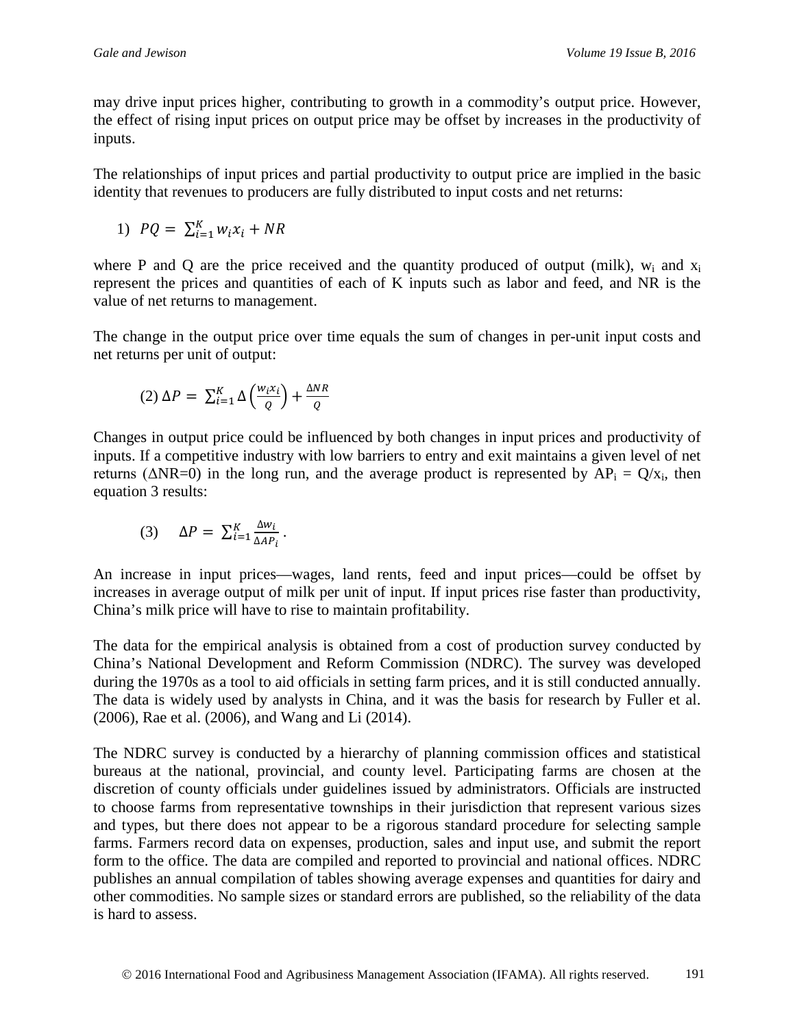may drive input prices higher, contributing to growth in a commodity's output price. However, the effect of rising input prices on output price may be offset by increases in the productivity of inputs.

The relationships of input prices and partial productivity to output price are implied in the basic identity that revenues to producers are fully distributed to input costs and net returns:

$$1)\quad PQ = \sum_{i=1}^{K} w_i x_i + NR$$

where P and Q are the price received and the quantity produced of output (milk), $w_i$ and $x_i$ represent the prices and quantities of each of K inputs such as labor and feed, and NR is the value of net returns to management.

The change in the output price over time equals the sum of changes in per-unit input costs and net returns per unit of output:

$$(2)\ \Delta P = \sum_{i=1}^{K} \Delta\left(\frac{w_i x_i}{Q}\right) + \frac{\Delta NR}{Q}$$

Changes in output price could be influenced by both changes in input prices and productivity of inputs. If a competitive industry with low barriers to entry and exit maintains a given level of net returns ($\Delta NR=0$) in the long run, and the average product is represented by $AP_i = Q/x_i$, then equation 3 results:

$$(3)\quad \Delta P = \sum_{i=1}^{K} \frac{\Delta w_i}{\Delta AP_i}\,.$$

An increase in input prices—wages, land rents, feed and input prices—could be offset by increases in average output of milk per unit of input. If input prices rise faster than productivity, China's milk price will have to rise to maintain profitability.

The data for the empirical analysis is obtained from a cost of production survey conducted by China's National Development and Reform Commission (NDRC). The survey was developed during the 1970s as a tool to aid officials in setting farm prices, and it is still conducted annually. The data is widely used by analysts in China, and it was the basis for research by Fuller et al. (2006), Rae et al. (2006), and Wang and Li (2014).

The NDRC survey is conducted by a hierarchy of planning commission offices and statistical bureaus at the national, provincial, and county level. Participating farms are chosen at the discretion of county officials under guidelines issued by administrators. Officials are instructed to choose farms from representative townships in their jurisdiction that represent various sizes and types, but there does not appear to be a rigorous standard procedure for selecting sample farms. Farmers record data on expenses, production, sales and input use, and submit the report form to the office. The data are compiled and reported to provincial and national offices. NDRC publishes an annual compilation of tables showing average expenses and quantities for dairy and other commodities. No sample sizes or standard errors are published, so the reliability of the data is hard to assess.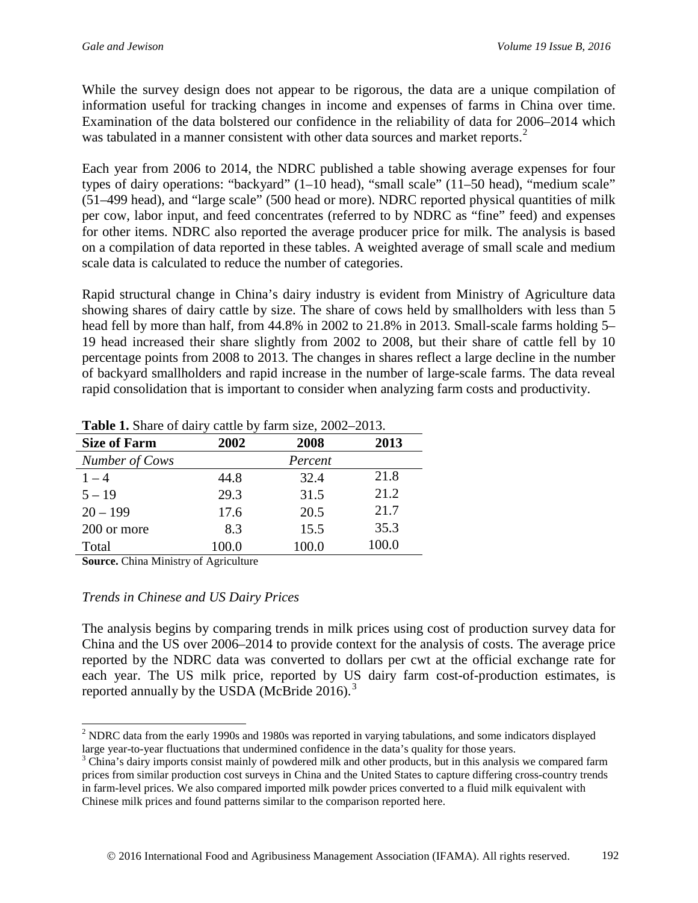While the survey design does not appear to be rigorous, the data are a unique compilation of information useful for tracking changes in income and expenses of farms in China over time. Examination of the data bolstered our confidence in the reliability of data for 2006–2014 which was tabulated in a manner consistent with other data sources and market reports.[2]

Each year from 2006 to 2014, the NDRC published a table showing average expenses for four types of dairy operations: "backyard" (1–10 head), "small scale" (11–50 head), "medium scale" (51–499 head), and "large scale" (500 head or more). NDRC reported physical quantities of milk per cow, labor input, and feed concentrates (referred to by NDRC as "fine" feed) and expenses for other items. NDRC also reported the average producer price for milk. The analysis is based on a compilation of data reported in these tables. A weighted average of small scale and medium scale data is calculated to reduce the number of categories.

Rapid structural change in China's dairy industry is evident from Ministry of Agriculture data showing shares of dairy cattle by size. The share of cows held by smallholders with less than 5 head fell by more than half, from 44.8% in 2002 to 21.8% in 2013. Small-scale farms holding 5–19 head increased their share slightly from 2002 to 2008, but their share of cattle fell by 10 percentage points from 2008 to 2013. The changes in shares reflect a large decline in the number of backyard smallholders and rapid increase in the number of large-scale farms. The data reveal rapid consolidation that is important to consider when analyzing farm costs and productivity.

**Table 1.** Share of dairy cattle by farm size, 2002–2013.

| **Size of Farm** | **2002** | **2008** | **2013** |
|---|---|---|---|
| *Number of Cows* | | *Percent* | |
| 1 – 4 | 44.8 | 32.4 | 21.8 |
| 5 – 19 | 29.3 | 31.5 | 21.2 |
| 20 – 199 | 17.6 | 20.5 | 21.7 |
| 200 or more | 8.3 | 15.5 | 35.3 |
| Total | 100.0 | 100.0 | 100.0 |

**Source.** China Ministry of Agriculture

*Trends in Chinese and US Dairy Prices*

The analysis begins by comparing trends in milk prices using cost of production survey data for China and the US over 2006–2014 to provide context for the analysis of costs. The average price reported by the NDRC data was converted to dollars per cwt at the official exchange rate for each year. The US milk price, reported by US dairy farm cost-of-production estimates, is reported annually by the USDA (McBride 2016).[3]

[2] NDRC data from the early 1990s and 1980s was reported in varying tabulations, and some indicators displayed large year-to-year fluctuations that undermined confidence in the data's quality for those years.

[3] China's dairy imports consist mainly of powdered milk and other products, but in this analysis we compared farm prices from similar production cost surveys in China and the United States to capture differing cross-country trends in farm-level prices. We also compared imported milk powder prices converted to a fluid milk equivalent with Chinese milk prices and found patterns similar to the comparison reported here.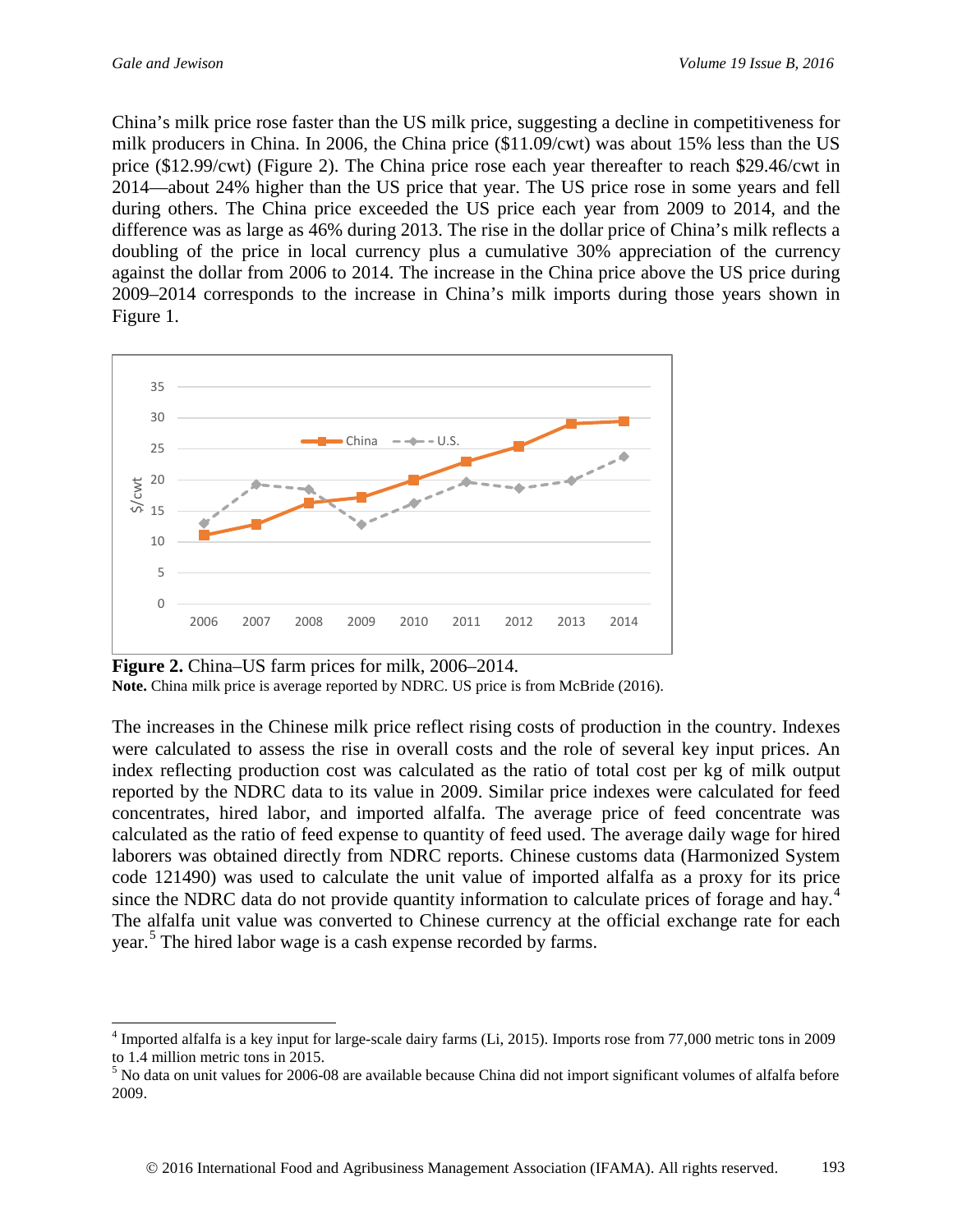China's milk price rose faster than the US milk price, suggesting a decline in competitiveness for milk producers in China. In 2006, the China price ($11.09/cwt) was about 15% less than the US price ($12.99/cwt) (Figure 2). The China price rose each year thereafter to reach $29.46/cwt in 2014—about 24% higher than the US price that year. The US price rose in some years and fell during others. The China price exceeded the US price each year from 2009 to 2014, and the difference was as large as 46% during 2013. The rise in the dollar price of China's milk reflects a doubling of the price in local currency plus a cumulative 30% appreciation of the currency against the dollar from 2006 to 2014. The increase in the China price above the US price during 2009–2014 corresponds to the increase in China's milk imports during those years shown in Figure 1.

**Figure 2.** China–US farm prices for milk, 2006–2014.

**Note.** China milk price is average reported by NDRC. US price is from McBride (2016).

The increases in the Chinese milk price reflect rising costs of production in the country. Indexes were calculated to assess the rise in overall costs and the role of several key input prices. An index reflecting production cost was calculated as the ratio of total cost per kg of milk output reported by the NDRC data to its value in 2009. Similar price indexes were calculated for feed concentrates, hired labor, and imported alfalfa. The average price of feed concentrate was calculated as the ratio of feed expense to quantity of feed used. The average daily wage for hired laborers was obtained directly from NDRC reports. Chinese customs data (Harmonized System code 121490) was used to calculate the unit value of imported alfalfa as a proxy for its price since the NDRC data do not provide quantity information to calculate prices of forage and hay.[4] The alfalfa unit value was converted to Chinese currency at the official exchange rate for each year.[5] The hired labor wage is a cash expense recorded by farms.

---

[4] Imported alfalfa is a key input for large-scale dairy farms (Li, 2015). Imports rose from 77,000 metric tons in 2009 to 1.4 million metric tons in 2015.

[5] No data on unit values for 2006-08 are available because China did not import significant volumes of alfalfa before 2009.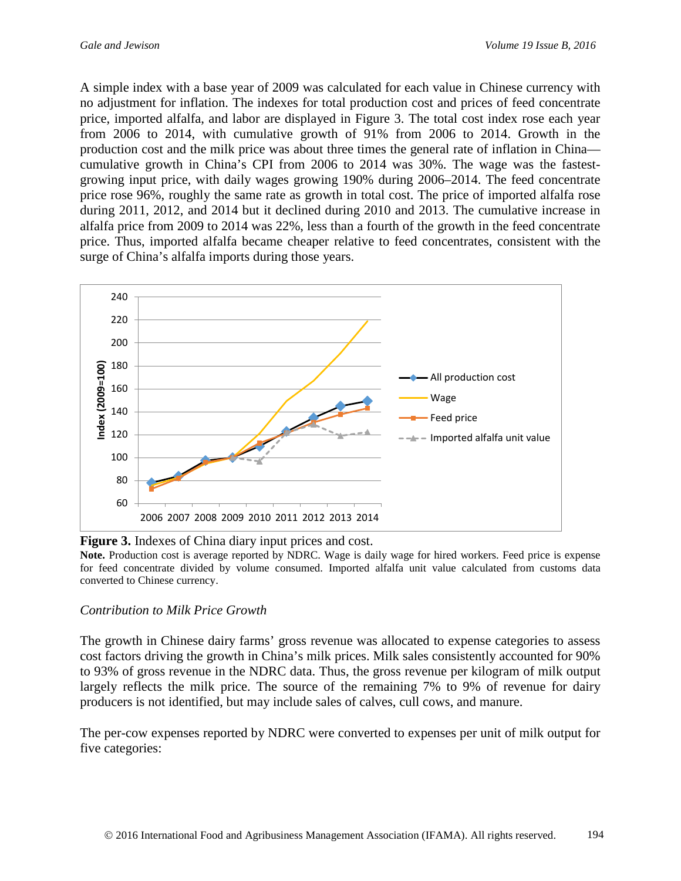A simple index with a base year of 2009 was calculated for each value in Chinese currency with no adjustment for inflation. The indexes for total production cost and prices of feed concentrate price, imported alfalfa, and labor are displayed in Figure 3. The total cost index rose each year from 2006 to 2014, with cumulative growth of 91% from 2006 to 2014. Growth in the production cost and the milk price was about three times the general rate of inflation in China—cumulative growth in China's CPI from 2006 to 2014 was 30%. The wage was the fastest-growing input price, with daily wages growing 190% during 2006–2014. The feed concentrate price rose 96%, roughly the same rate as growth in total cost. The price of imported alfalfa rose during 2011, 2012, and 2014 but it declined during 2010 and 2013. The cumulative increase in alfalfa price from 2009 to 2014 was 22%, less than a fourth of the growth in the feed concentrate price. Thus, imported alfalfa became cheaper relative to feed concentrates, consistent with the surge of China's alfalfa imports during those years.

**Figure 3.** Indexes of China diary input prices and cost.

**Note.** Production cost is average reported by NDRC. Wage is daily wage for hired workers. Feed price is expense for feed concentrate divided by volume consumed. Imported alfalfa unit value calculated from customs data converted to Chinese currency.

### *Contribution to Milk Price Growth*

The growth in Chinese dairy farms' gross revenue was allocated to expense categories to assess cost factors driving the growth in China's milk prices. Milk sales consistently accounted for 90% to 93% of gross revenue in the NDRC data. Thus, the gross revenue per kilogram of milk output largely reflects the milk price. The source of the remaining 7% to 9% of revenue for dairy producers is not identified, but may include sales of calves, cull cows, and manure.

The per-cow expenses reported by NDRC were converted to expenses per unit of milk output for five categories: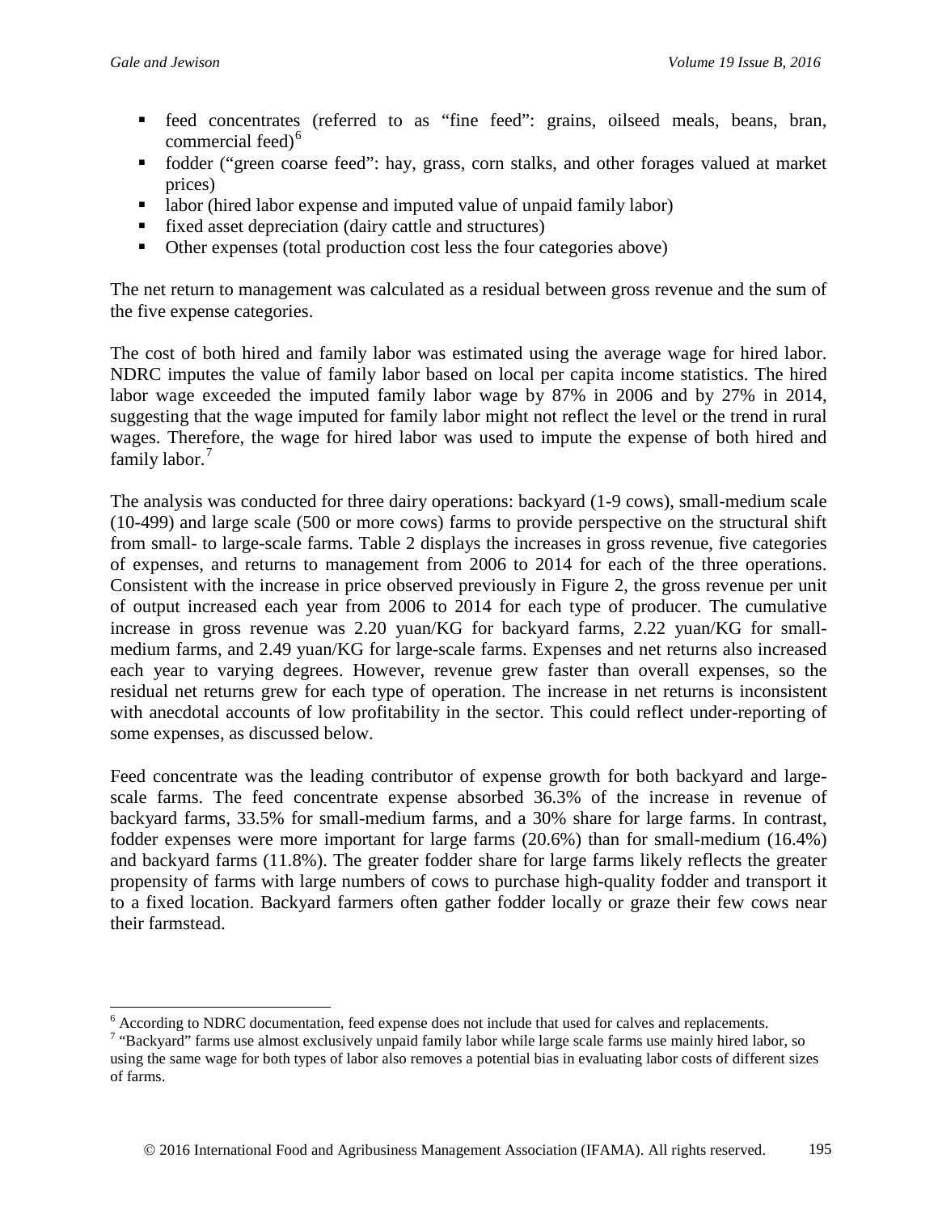- feed concentrates (referred to as "fine feed": grains, oilseed meals, beans, bran, commercial feed)[6]
- fodder ("green coarse feed": hay, grass, corn stalks, and other forages valued at market prices)
- labor (hired labor expense and imputed value of unpaid family labor)
- fixed asset depreciation (dairy cattle and structures)
- Other expenses (total production cost less the four categories above)

The net return to management was calculated as a residual between gross revenue and the sum of the five expense categories.

The cost of both hired and family labor was estimated using the average wage for hired labor. NDRC imputes the value of family labor based on local per capita income statistics. The hired labor wage exceeded the imputed family labor wage by 87% in 2006 and by 27% in 2014, suggesting that the wage imputed for family labor might not reflect the level or the trend in rural wages. Therefore, the wage for hired labor was used to impute the expense of both hired and family labor.[7]

The analysis was conducted for three dairy operations: backyard (1-9 cows), small-medium scale (10-499) and large scale (500 or more cows) farms to provide perspective on the structural shift from small- to large-scale farms. Table 2 displays the increases in gross revenue, five categories of expenses, and returns to management from 2006 to 2014 for each of the three operations. Consistent with the increase in price observed previously in Figure 2, the gross revenue per unit of output increased each year from 2006 to 2014 for each type of producer. The cumulative increase in gross revenue was 2.20 yuan/KG for backyard farms, 2.22 yuan/KG for small-medium farms, and 2.49 yuan/KG for large-scale farms. Expenses and net returns also increased each year to varying degrees. However, revenue grew faster than overall expenses, so the residual net returns grew for each type of operation. The increase in net returns is inconsistent with anecdotal accounts of low profitability in the sector. This could reflect under-reporting of some expenses, as discussed below.

Feed concentrate was the leading contributor of expense growth for both backyard and large-scale farms. The feed concentrate expense absorbed 36.3% of the increase in revenue of backyard farms, 33.5% for small-medium farms, and a 30% share for large farms. In contrast, fodder expenses were more important for large farms (20.6%) than for small-medium (16.4%) and backyard farms (11.8%). The greater fodder share for large farms likely reflects the greater propensity of farms with large numbers of cows to purchase high-quality fodder and transport it to a fixed location. Backyard farmers often gather fodder locally or graze their few cows near their farmstead.

[6] According to NDRC documentation, feed expense does not include that used for calves and replacements.

[7] "Backyard" farms use almost exclusively unpaid family labor while large scale farms use mainly hired labor, so using the same wage for both types of labor also removes a potential bias in evaluating labor costs of different sizes of farms.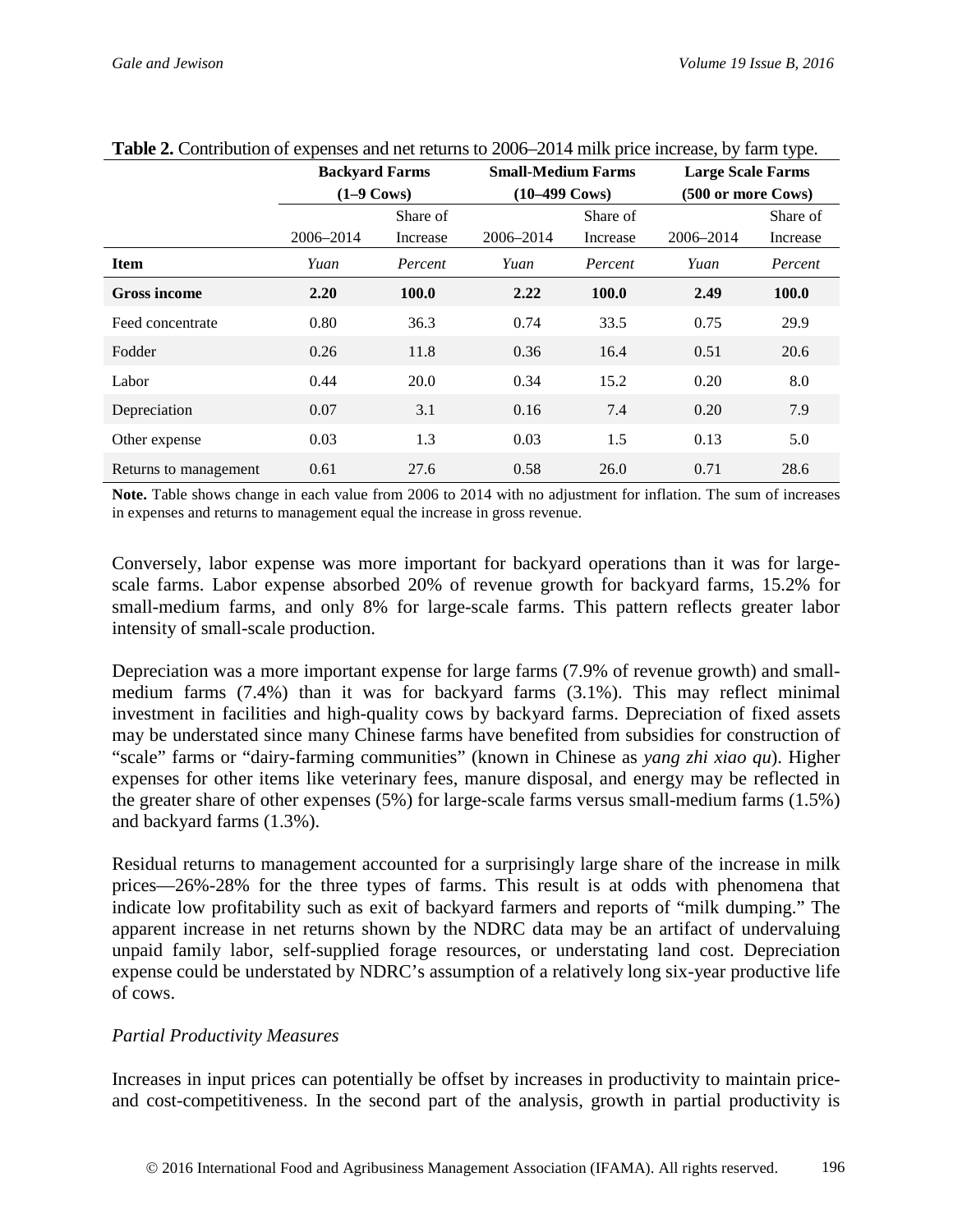**Table 2.** Contribution of expenses and net returns to 2006–2014 milk price increase, by farm type.

| | Backyard Farms (1–9 Cows) | | Small-Medium Farms (10–499 Cows) | | Large Scale Farms (500 or more Cows) | |
|---|---|---|---|---|---|---|
| | 2006–2014 | Share of Increase | 2006–2014 | Share of Increase | 2006–2014 | Share of Increase |
| **Item** | *Yuan* | *Percent* | *Yuan* | *Percent* | *Yuan* | *Percent* |
| **Gross income** | **2.20** | **100.0** | **2.22** | **100.0** | **2.49** | **100.0** |
| Feed concentrate | 0.80 | 36.3 | 0.74 | 33.5 | 0.75 | 29.9 |
| Fodder | 0.26 | 11.8 | 0.36 | 16.4 | 0.51 | 20.6 |
| Labor | 0.44 | 20.0 | 0.34 | 15.2 | 0.20 | 8.0 |
| Depreciation | 0.07 | 3.1 | 0.16 | 7.4 | 0.20 | 7.9 |
| Other expense | 0.03 | 1.3 | 0.03 | 1.5 | 0.13 | 5.0 |
| Returns to management | 0.61 | 27.6 | 0.58 | 26.0 | 0.71 | 28.6 |

**Note.** Table shows change in each value from 2006 to 2014 with no adjustment for inflation. The sum of increases in expenses and returns to management equal the increase in gross revenue.

Conversely, labor expense was more important for backyard operations than it was for large-scale farms. Labor expense absorbed 20% of revenue growth for backyard farms, 15.2% for small-medium farms, and only 8% for large-scale farms. This pattern reflects greater labor intensity of small-scale production.

Depreciation was a more important expense for large farms (7.9% of revenue growth) and small-medium farms (7.4%) than it was for backyard farms (3.1%). This may reflect minimal investment in facilities and high-quality cows by backyard farms. Depreciation of fixed assets may be understated since many Chinese farms have benefited from subsidies for construction of "scale" farms or "dairy-farming communities" (known in Chinese as *yang zhi xiao qu*). Higher expenses for other items like veterinary fees, manure disposal, and energy may be reflected in the greater share of other expenses (5%) for large-scale farms versus small-medium farms (1.5%) and backyard farms (1.3%).

Residual returns to management accounted for a surprisingly large share of the increase in milk prices—26%-28% for the three types of farms. This result is at odds with phenomena that indicate low profitability such as exit of backyard farmers and reports of "milk dumping." The apparent increase in net returns shown by the NDRC data may be an artifact of undervaluing unpaid family labor, self-supplied forage resources, or understating land cost. Depreciation expense could be understated by NDRC's assumption of a relatively long six-year productive life of cows.

*Partial Productivity Measures*

Increases in input prices can potentially be offset by increases in productivity to maintain price- and cost-competitiveness. In the second part of the analysis, growth in partial productivity is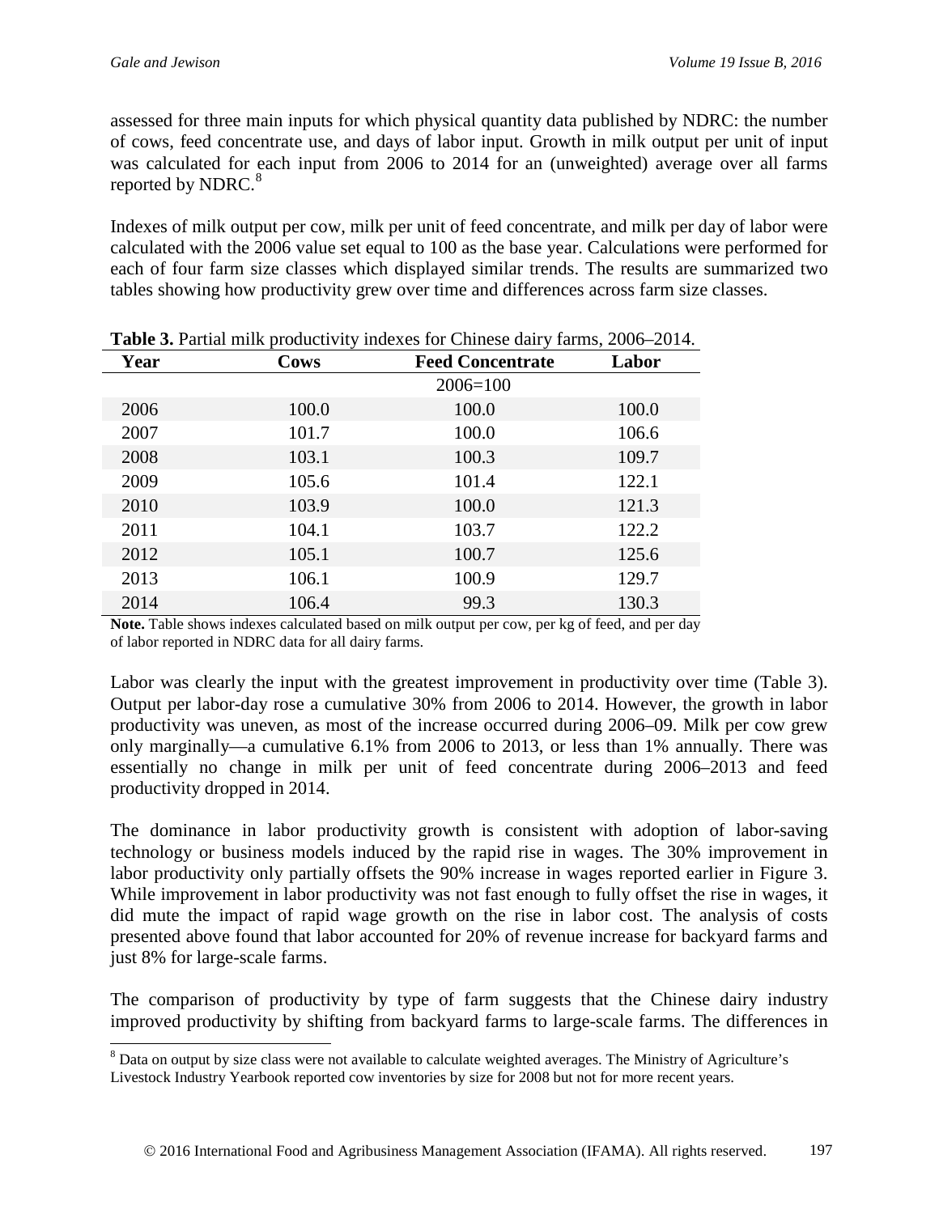assessed for three main inputs for which physical quantity data published by NDRC: the number of cows, feed concentrate use, and days of labor input. Growth in milk output per unit of input was calculated for each input from 2006 to 2014 for an (unweighted) average over all farms reported by NDRC.[8]

Indexes of milk output per cow, milk per unit of feed concentrate, and milk per day of labor were calculated with the 2006 value set equal to 100 as the base year. Calculations were performed for each of four farm size classes which displayed similar trends. The results are summarized two tables showing how productivity grew over time and differences across farm size classes.

**Table 3.** Partial milk productivity indexes for Chinese dairy farms, 2006–2014.

| Year | Cows | Feed Concentrate | Labor |
|---|---|---|---|
| | | 2006=100 | |
| 2006 | 100.0 | 100.0 | 100.0 |
| 2007 | 101.7 | 100.0 | 106.6 |
| 2008 | 103.1 | 100.3 | 109.7 |
| 2009 | 105.6 | 101.4 | 122.1 |
| 2010 | 103.9 | 100.0 | 121.3 |
| 2011 | 104.1 | 103.7 | 122.2 |
| 2012 | 105.1 | 100.7 | 125.6 |
| 2013 | 106.1 | 100.9 | 129.7 |
| 2014 | 106.4 | 99.3 | 130.3 |

**Note.** Table shows indexes calculated based on milk output per cow, per kg of feed, and per day of labor reported in NDRC data for all dairy farms.

Labor was clearly the input with the greatest improvement in productivity over time (Table 3). Output per labor-day rose a cumulative 30% from 2006 to 2014. However, the growth in labor productivity was uneven, as most of the increase occurred during 2006–09. Milk per cow grew only marginally—a cumulative 6.1% from 2006 to 2013, or less than 1% annually. There was essentially no change in milk per unit of feed concentrate during 2006–2013 and feed productivity dropped in 2014.

The dominance in labor productivity growth is consistent with adoption of labor-saving technology or business models induced by the rapid rise in wages. The 30% improvement in labor productivity only partially offsets the 90% increase in wages reported earlier in Figure 3. While improvement in labor productivity was not fast enough to fully offset the rise in wages, it did mute the impact of rapid wage growth on the rise in labor cost. The analysis of costs presented above found that labor accounted for 20% of revenue increase for backyard farms and just 8% for large-scale farms.

The comparison of productivity by type of farm suggests that the Chinese dairy industry improved productivity by shifting from backyard farms to large-scale farms. The differences in

[8] Data on output by size class were not available to calculate weighted averages. The Ministry of Agriculture's Livestock Industry Yearbook reported cow inventories by size for 2008 but not for more recent years.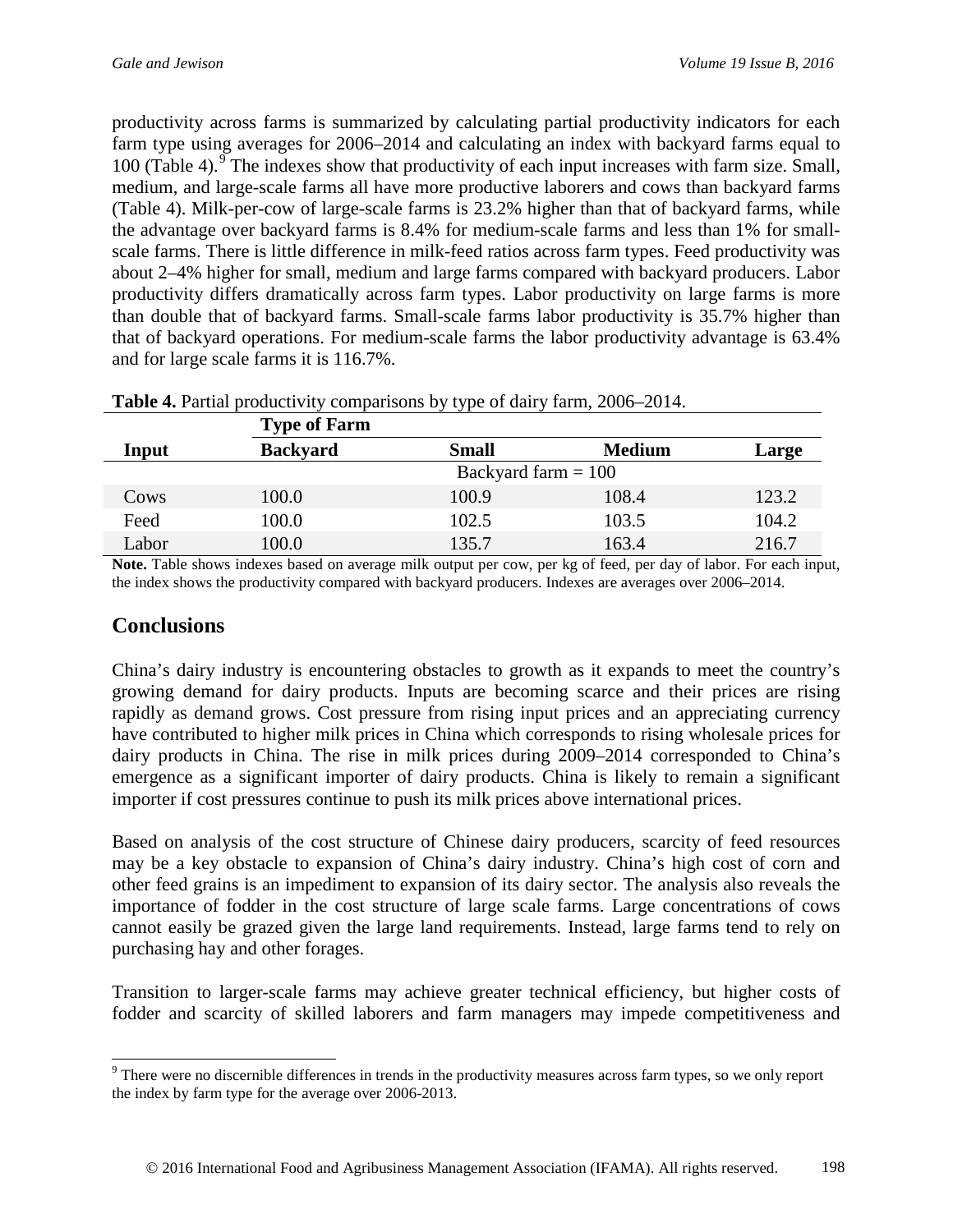productivity across farms is summarized by calculating partial productivity indicators for each farm type using averages for 2006–2014 and calculating an index with backyard farms equal to 100 (Table 4).[9] The indexes show that productivity of each input increases with farm size. Small, medium, and large-scale farms all have more productive laborers and cows than backyard farms (Table 4). Milk-per-cow of large-scale farms is 23.2% higher than that of backyard farms, while the advantage over backyard farms is 8.4% for medium-scale farms and less than 1% for small-scale farms. There is little difference in milk-feed ratios across farm types. Feed productivity was about 2–4% higher for small, medium and large farms compared with backyard producers. Labor productivity differs dramatically across farm types. Labor productivity on large farms is more than double that of backyard farms. Small-scale farms labor productivity is 35.7% higher than that of backyard operations. For medium-scale farms the labor productivity advantage is 63.4% and for large scale farms it is 116.7%.

**Table 4.** Partial productivity comparisons by type of dairy farm, 2006–2014.

| | Type of Farm | | | |
|---|---|---|---|---|
| **Input** | **Backyard** | **Small** | **Medium** | **Large** |
| | Backyard farm = 100 | | | |
| Cows | 100.0 | 100.9 | 108.4 | 123.2 |
| Feed | 100.0 | 102.5 | 103.5 | 104.2 |
| Labor | 100.0 | 135.7 | 163.4 | 216.7 |

**Note.** Table shows indexes based on average milk output per cow, per kg of feed, per day of labor. For each input, the index shows the productivity compared with backyard producers. Indexes are averages over 2006–2014.

## Conclusions

China's dairy industry is encountering obstacles to growth as it expands to meet the country's growing demand for dairy products. Inputs are becoming scarce and their prices are rising rapidly as demand grows. Cost pressure from rising input prices and an appreciating currency have contributed to higher milk prices in China which corresponds to rising wholesale prices for dairy products in China. The rise in milk prices during 2009–2014 corresponded to China's emergence as a significant importer of dairy products. China is likely to remain a significant importer if cost pressures continue to push its milk prices above international prices.

Based on analysis of the cost structure of Chinese dairy producers, scarcity of feed resources may be a key obstacle to expansion of China's dairy industry. China's high cost of corn and other feed grains is an impediment to expansion of its dairy sector. The analysis also reveals the importance of fodder in the cost structure of large scale farms. Large concentrations of cows cannot easily be grazed given the large land requirements. Instead, large farms tend to rely on purchasing hay and other forages.

Transition to larger-scale farms may achieve greater technical efficiency, but higher costs of fodder and scarcity of skilled laborers and farm managers may impede competitiveness and

[9] There were no discernible differences in trends in the productivity measures across farm types, so we only report the index by farm type for the average over 2006-2013.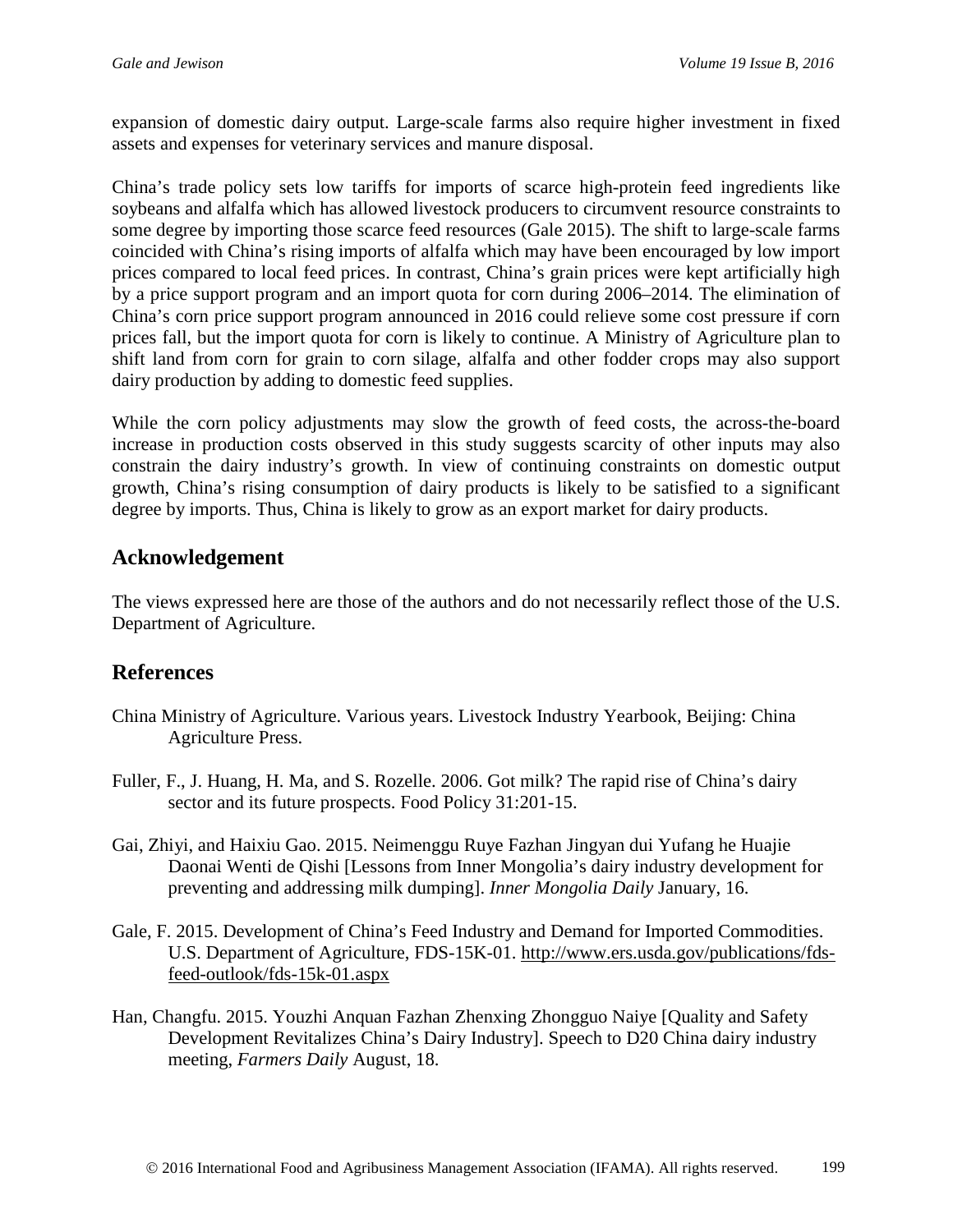expansion of domestic dairy output. Large-scale farms also require higher investment in fixed assets and expenses for veterinary services and manure disposal.

China's trade policy sets low tariffs for imports of scarce high-protein feed ingredients like soybeans and alfalfa which has allowed livestock producers to circumvent resource constraints to some degree by importing those scarce feed resources (Gale 2015). The shift to large-scale farms coincided with China's rising imports of alfalfa which may have been encouraged by low import prices compared to local feed prices. In contrast, China's grain prices were kept artificially high by a price support program and an import quota for corn during 2006–2014. The elimination of China's corn price support program announced in 2016 could relieve some cost pressure if corn prices fall, but the import quota for corn is likely to continue. A Ministry of Agriculture plan to shift land from corn for grain to corn silage, alfalfa and other fodder crops may also support dairy production by adding to domestic feed supplies.

While the corn policy adjustments may slow the growth of feed costs, the across-the-board increase in production costs observed in this study suggests scarcity of other inputs may also constrain the dairy industry's growth. In view of continuing constraints on domestic output growth, China's rising consumption of dairy products is likely to be satisfied to a significant degree by imports. Thus, China is likely to grow as an export market for dairy products.

## Acknowledgement

The views expressed here are those of the authors and do not necessarily reflect those of the U.S. Department of Agriculture.

## References

China Ministry of Agriculture. Various years. Livestock Industry Yearbook, Beijing: China Agriculture Press.

Fuller, F., J. Huang, H. Ma, and S. Rozelle. 2006. Got milk? The rapid rise of China's dairy sector and its future prospects. Food Policy 31:201-15.

Gai, Zhiyi, and Haixiu Gao. 2015. Neimenggu Ruye Fazhan Jingyan dui Yufang he Huajie Daonai Wenti de Qishi [Lessons from Inner Mongolia's dairy industry development for preventing and addressing milk dumping]. *Inner Mongolia Daily* January, 16.

Gale, F. 2015. Development of China's Feed Industry and Demand for Imported Commodities. U.S. Department of Agriculture, FDS-15K-01. http://www.ers.usda.gov/publications/fds-feed-outlook/fds-15k-01.aspx

Han, Changfu. 2015. Youzhi Anquan Fazhan Zhenxing Zhongguo Naiye [Quality and Safety Development Revitalizes China's Dairy Industry]. Speech to D20 China dairy industry meeting, *Farmers Daily* August, 18.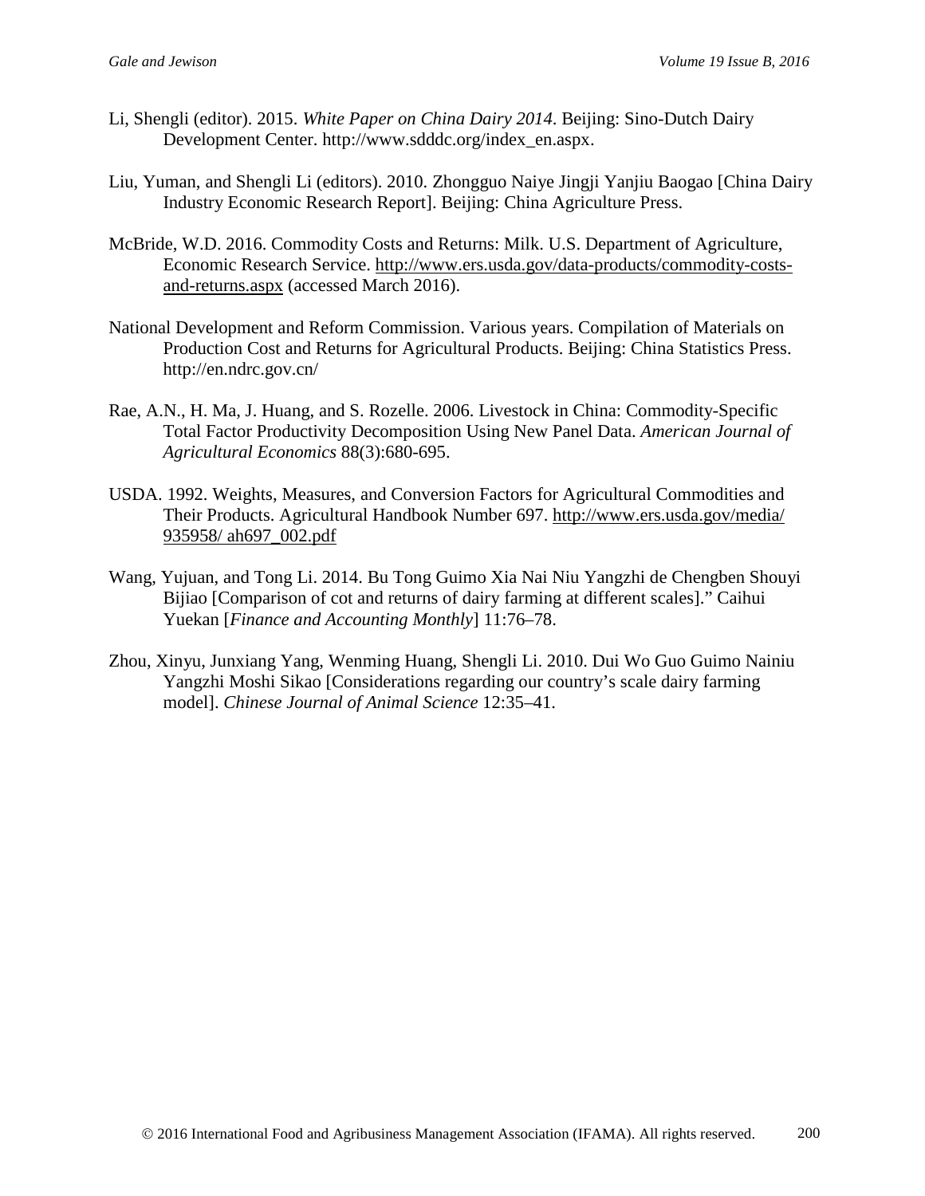Li, Shengli (editor). 2015. *White Paper on China Dairy 2014*. Beijing: Sino-Dutch Dairy Development Center. http://www.sdddc.org/index_en.aspx.

Liu, Yuman, and Shengli Li (editors). 2010. Zhongguo Naiye Jingji Yanjiu Baogao [China Dairy Industry Economic Research Report]. Beijing: China Agriculture Press.

McBride, W.D. 2016. Commodity Costs and Returns: Milk. U.S. Department of Agriculture, Economic Research Service. http://www.ers.usda.gov/data-products/commodity-costs-and-returns.aspx (accessed March 2016).

National Development and Reform Commission. Various years. Compilation of Materials on Production Cost and Returns for Agricultural Products. Beijing: China Statistics Press. http://en.ndrc.gov.cn/

Rae, A.N., H. Ma, J. Huang, and S. Rozelle. 2006. Livestock in China: Commodity-Specific Total Factor Productivity Decomposition Using New Panel Data. *American Journal of Agricultural Economics* 88(3):680-695.

USDA. 1992. Weights, Measures, and Conversion Factors for Agricultural Commodities and Their Products. Agricultural Handbook Number 697. http://www.ers.usda.gov/media/935958/ ah697_002.pdf

Wang, Yujuan, and Tong Li. 2014. Bu Tong Guimo Xia Nai Niu Yangzhi de Chengben Shouyi Bijiao [Comparison of cot and returns of dairy farming at different scales]." Caihui Yuekan [*Finance and Accounting Monthly*] 11:76–78.

Zhou, Xinyu, Junxiang Yang, Wenming Huang, Shengli Li. 2010. Dui Wo Guo Guimo Nainiu Yangzhi Moshi Sikao [Considerations regarding our country's scale dairy farming model]. *Chinese Journal of Animal Science* 12:35–41.